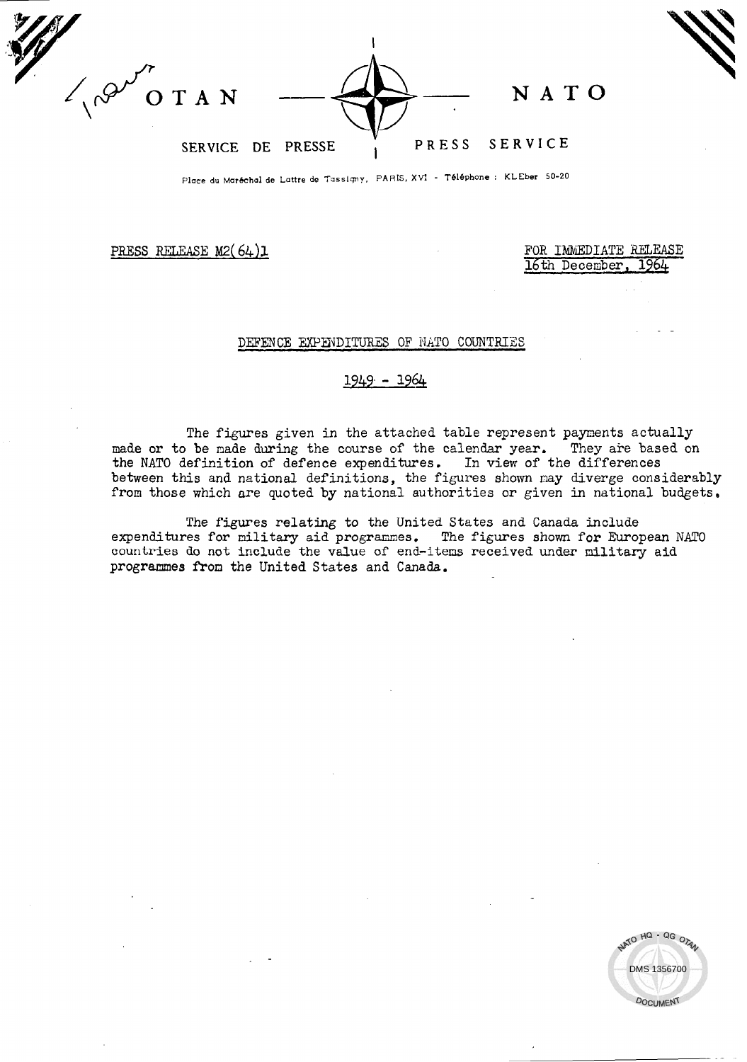OTAN — NATO

SERVICE DE PRESSE | PRESS SERVICE

Place du Maréchal de Lattre de Tassigny, PARIS, XVI - Téléphone : KLEber 50-20

PRESS RELEASE M2(64)1

FOR IMMEDIATE RELEASE
16th December, 1964

## DEFENCE EXPENDITURES OF NATO COUNTRIES

## 1949 - 1964

The figures given in the attached table represent payments actually made or to be made during the course of the calendar year. They are based on the NATO definition of defence expenditures. In view of the differences between this and national definitions, the figures shown may diverge considerably from those which are quoted by national authorities or given in national budgets.

The figures relating to the United States and Canada include expenditures for military aid programmes. The figures shown for European NATO countries do not include the value of end-items received under military aid programmes from the United States and Canada.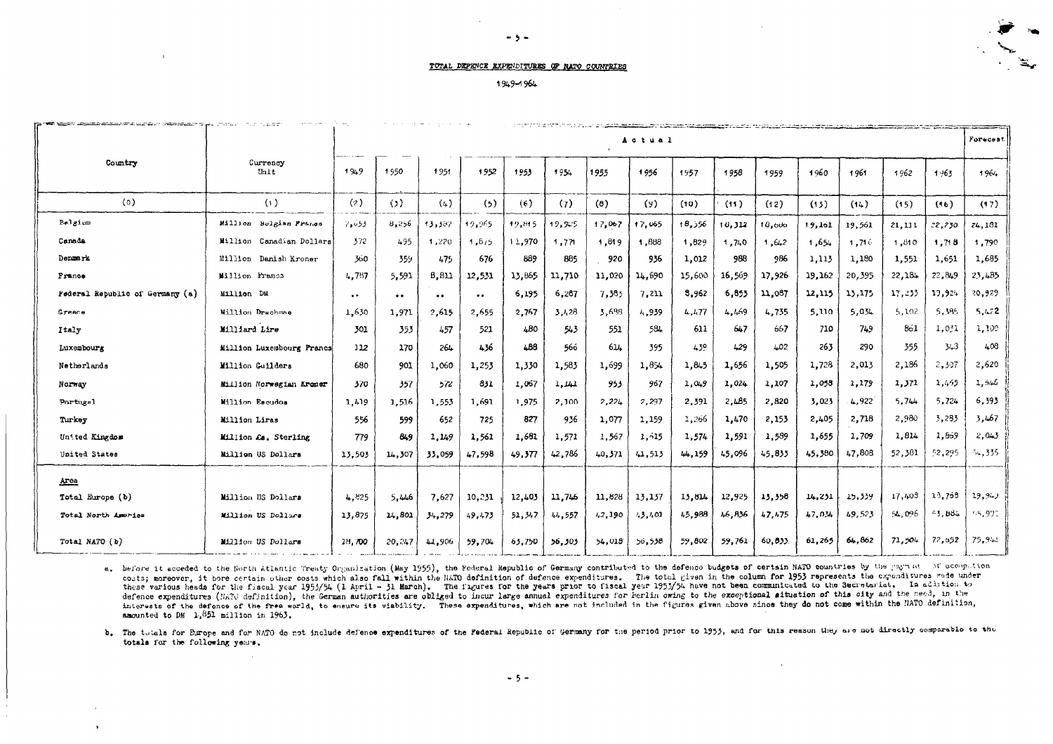TOTAL DEFENCE EXPENDITURES OF NATO COUNTRIES

1949-1964

| Country | Currency Unit | Actual | | | | | | | | | | | | | | | Forecast |
|---|---|---|---|---|---|---|---|---|---|---|---|---|---|---|---|---|---|
| | | 1949 | 1950 | 1951 | 1952 | 1953 | 1954 | 1955 | 1956 | 1957 | 1958 | 1959 | 1960 | 1961 | 1962 | 1963 | 1964 |
| (0) | (1) | (2) | (3) | (4) | (5) | (6) | (7) | (8) | (9) | (10) | (11) | (12) | (13) | (14) | (15) | (16) | (17) |
| Belgium | Million Belgian Francs | 7,653 | 8,256 | 13,387 | 19,965 | 19,845 | 19,925 | 17,067 | 17,065 | 18,356 | 18,312 | 18,666 | 19,161 | 19,561 | 21,111 | 22,230 | 24,181 |
| Canada | Million Canadian Dollars | 372 | 495 | 1,220 | 1,875 | 1,970 | 1,771 | 1,819 | 1,888 | 1,829 | 1,740 | 1,642 | 1,654 | 1,716 | 1,810 | 1,718 | 1,790 |
| Denmark | Million Danish Kroner | 360 | 359 | 475 | 676 | 889 | 885 | 920 | 936 | 1,012 | 988 | 986 | 1,113 | 1,180 | 1,551 | 1,651 | 1,685 |
| France | Million Francs | 4,787 | 5,591 | 8,811 | 12,531 | 13,865 | 11,710 | 11,020 | 14,690 | 15,600 | 16,569 | 17,926 | 19,162 | 20,395 | 22,184 | 22,849 | 23,485 |
| Federal Republic of Germany (a) | Million DM | .. | .. | .. | .. | 6,195 | 6,287 | 7,383 | 7,211 | 8,962 | 6,853 | 11,087 | 12,115 | 13,175 | 17,233 | 19,924 | 20,929 |
| Greece | Million Drachmae | 1,630 | 1,971 | 2,615 | 2,655 | 2,767 | 3,428 | 3,698 | 4,939 | 4,477 | 4,469 | 4,735 | 5,110 | 5,034 | 5,102 | 5,385 | 5,422 |
| Italy | Milliard Lire | 301 | 353 | 457 | 521 | 480 | 543 | 551 | 584 | 611 | 647 | 667 | 710 | 749 | 861 | 1,031 | 1,100 |
| Luxembourg | Million Luxembourg Francs | 112 | 170 | 264 | 436 | 488 | 566 | 614 | 395 | 439 | 429 | 402 | 263 | 290 | 355 | 343 | 408 |
| Netherlands | Million Guilders | 680 | 901 | 1,060 | 1,253 | 1,330 | 1,583 | 1,699 | 1,854 | 1,845 | 1,656 | 1,505 | 1,728 | 2,013 | 2,186 | 2,307 | 2,620 |
| Norway | Million Norwegian Kroner | 370 | 357 | 572 | 831 | 1,067 | 1,141 | 953 | 967 | 1,049 | 1,024 | 1,107 | 1,058 | 1,179 | 1,371 | 1,465 | 1,546 |
| Portugal | Million Escudos | 1,419 | 1,516 | 1,553 | 1,691 | 1,975 | 2,100 | 2,224 | 2,297 | 2,391 | 2,485 | 2,820 | 3,023 | 4,922 | 5,744 | 5,724 | 6,393 |
| Turkey | Million Liras | 556 | 599 | 652 | 725 | 827 | 936 | 1,077 | 1,159 | 1,266 | 1,470 | 2,153 | 2,405 | 2,718 | 2,980 | 3,283 | 3,467 |
| United Kingdom | Million £s. Sterling | 779 | 849 | 1,149 | 1,561 | 1,681 | 1,571 | 1,567 | 1,615 | 1,574 | 1,591 | 1,589 | 1,655 | 1,709 | 1,814 | 1,869 | 2,043 |
| United States | Million US Dollars | 13,503 | 14,307 | 33,059 | 47,598 | 49,377 | 42,786 | 40,371 | 41,513 | 44,159 | 45,096 | 45,833 | 45,380 | 47,808 | 52,381 | 52,295 | 54,335 |
| **Area** | | | | | | | | | | | | | | | | | |
| Total Europe (b) | Million US Dollars | 4,825 | 5,446 | 7,627 | 10,231 | 12,403 | 11,746 | 11,828 | 13,137 | 13,814 | 12,925 | 13,358 | 14,231 | 15,339 | 17,408 | 18,768 | 19,949 |
| Total North America | Million US Dollars | 13,875 | 14,801 | 34,279 | 49,473 | 51,347 | 44,557 | 42,190 | 43,401 | 45,988 | 46,836 | 47,475 | 47,034 | 49,523 | 54,096 | 53,884 | 55,997 |
| Total NATO (b) | Million US Dollars | 18,700 | 20,247 | 41,906 | 59,704 | 63,750 | 56,303 | 54,018 | 56,538 | 59,802 | 59,761 | 60,833 | 61,265 | 64,862 | 71,504 | 72,652 | 75,946 |

a. Before it acceded to the North Atlantic Treaty Organization (May 1955), the Federal Republic of Germany contributed to the defence budgets of certain NATO countries by the payment of occupation costs; moreover, it bore certain other costs which also fall within the NATO definition of defence expenditures. The total given in the column for 1953 represents the expenditures made under these various heads for the fiscal year 1953/54 (1 April - 31 March). The figures for the years prior to fiscal year 1953/54 have not been communicated to the Secretariat. In addition to defence expenditures (NATO definition), the German authorities are obliged to incur large annual expenditures for Berlin owing to the exceptional situation of this city and the need, in the interests of the defence of the free world, to ensure its viability. These expenditures, which are not included in the figures given above since they do not come within the NATO definition, amounted to DM 1,851 million in 1963.

b. The totals for Europe and for NATO do not include defence expenditures of the Federal Republic of Germany for the period prior to 1953, and for this reason they are not directly comparable to the totals for the following years.